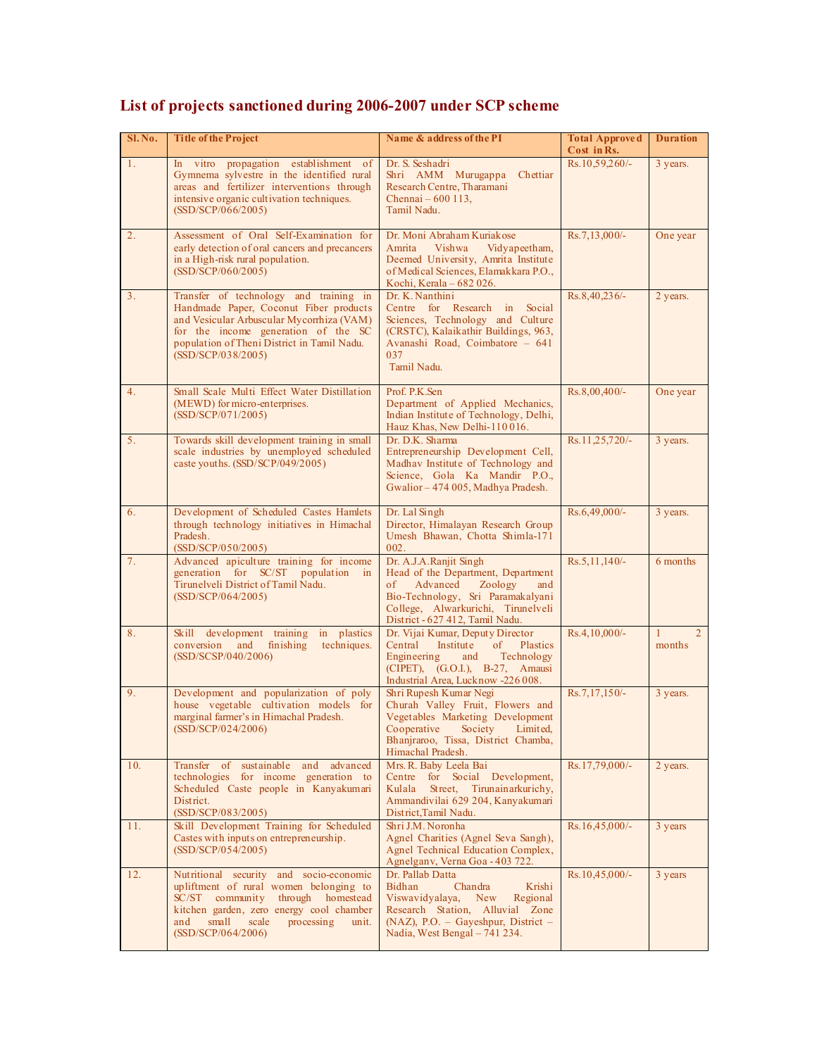# List of projects sanctioned during 2006-2007 under SCP scheme

| Sl. No. | Title of the Project | Name & address of the PI | Total Approved Cost in Rs. | Duration |
|---|---|---|---|---|
| 1. | In vitro propagation establishment of Gymnema sylvestre in the identified rural areas and fertilizer interventions through intensive organic cultivation techniques. (SSD/SCP/066/2005) | Dr. S. Seshadri Shri AMM Murugappa Chettiar Research Centre, Tharamani Chennai – 600 113, Tamil Nadu. | Rs.10,59,260/- | 3 years. |
| 2. | Assessment of Oral Self-Examination for early detection of oral cancers and precancers in a High-risk rural population. (SSD/SCP/060/2005) | Dr. Moni Abraham Kuriakose Amrita Vishwa Vidyapeetham, Deemed University, Amrita Institute of Medical Sciences, Elamakkara P.O., Kochi, Kerala – 682 026. | Rs.7,13,000/- | One year |
| 3. | Transfer of technology and training in Handmade Paper, Coconut Fiber products and Vesicular Arbuscular Mycorrhiza (VAM) for the income generation of the SC population of Theni District in Tamil Nadu. (SSD/SCP/038/2005) | Dr. K. Nanthini Centre for Research in Social Sciences, Technology and Culture (CRSTC), Kalaikathir Buildings, 963, Avanashi Road, Coimbatore – 641 037 Tamil Nadu. | Rs.8,40,236/- | 2 years. |
| 4. | Small Scale Multi Effect Water Distillation (MEWD) for micro-enterprises. (SSD/SCP/071/2005) | Prof. P.K.Sen Department of Applied Mechanics, Indian Institute of Technology, Delhi, Hauz Khas, New Delhi-110 016. | Rs.8,00,400/- | One year |
| 5. | Towards skill development training in small scale industries by unemployed scheduled caste youths. (SSD/SCP/049/2005) | Dr. D.K. Sharma Entrepreneurship Development Cell, Madhav Institute of Technology and Science, Gola Ka Mandir P.O., Gwalior – 474 005, Madhya Pradesh. | Rs.11,25,720/- | 3 years. |
| 6. | Development of Scheduled Castes Hamlets through technology initiatives in Himachal Pradesh. (SSD/SCP/050/2005) | Dr. Lal Singh Director, Himalayan Research Group Umesh Bhawan, Chotta Shimla-171 002. | Rs.6,49,000/- | 3 years. |
| 7. | Advanced apiculture training for income generation for SC/ST population in Tirunelveli District of Tamil Nadu. (SSD/SCP/064/2005) | Dr. A.J.A.Ranjit Singh Head of the Department, Department of Advanced Zoology and Bio-Technology, Sri Paramakalyani College, Alwarkurichi, Tirunelveli District - 627 412, Tamil Nadu. | Rs.5,11,140/- | 6 months |
| 8. | Skill development training in plastics conversion and finishing techniques. (SSD/SCSP/040/2006) | Dr. Vijai Kumar, Deputy Director Central Institute of Plastics Engineering and Technology (CIPET), (G.O.I.), B-27, Amausi Industrial Area, Lucknow -226 008. | Rs.4,10,000/- | 1 2 months |
| 9. | Development and popularization of poly house vegetable cultivation models for marginal farmer's in Himachal Pradesh. (SSD/SCP/024/2006) | Shri Rupesh Kumar Negi Churah Valley Fruit, Flowers and Vegetables Marketing Development Cooperative Society Limited, Bhanjraroo, Tissa, District Chamba, Himachal Pradesh. | Rs.7,17,150/- | 3 years. |
| 10. | Transfer of sustainable and advanced technologies for income generation to Scheduled Caste people in Kanyakumari District. (SSD/SCP/083/2005) | Mrs. R. Baby Leela Bai Centre for Social Development, Kulala Street, Tirunainarkurichy, Ammandivilai 629 204, Kanyakumari District,Tamil Nadu. | Rs.17,79,000/- | 2 years. |
| 11. | Skill Development Training for Scheduled Castes with inputs on entrepreneurship. (SSD/SCP/054/2005) | Shri J.M. Noronha Agnel Charities (Agnel Seva Sangh), Agnel Technical Education Complex, Agnelganv, Verna Goa - 403 722. | Rs.16,45,000/- | 3 years |
| 12. | Nutritional security and socio-economic upliftment of rural women belonging to SC/ST community through homestead kitchen garden, zero energy cool chamber and small scale processing unit. (SSD/SCP/064/2006) | Dr. Pallab Datta Bidhan Chandra Krishi Viswavidyalaya, New Regional Research Station, Alluvial Zone (NAZ), P.O. – Gayeshpur, District – Nadia, West Bengal – 741 234. | Rs.10,45,000/- | 3 years |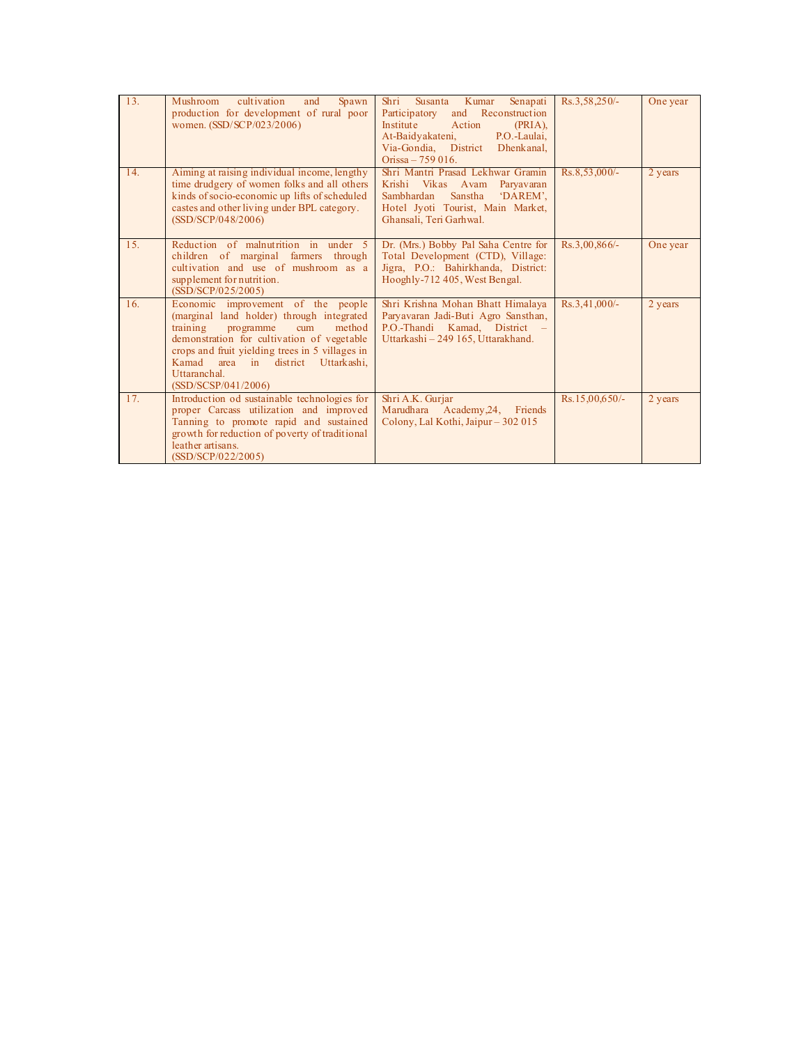| | | | | |
|---|---|---|---|---|
| 13. | Mushroom cultivation and Spawn production for development of rural poor women. (SSD/SCP/023/2006) | Shri Susanta Kumar Senapati Participatory and Reconstruction Institute Action (PRIA), At-Baidyakateni, P.O.-Laulai, Via-Gondia, District Dhenkanal, Orissa – 759 016. | Rs.3,58,250/- | One year |
| 14. | Aiming at raising individual income, lengthy time drudgery of women folks and all others kinds of socio-economic up lifts of scheduled castes and other living under BPL category. (SSD/SCP/048/2006) | Shri Mantri Prasad Lekhwar Gramin Krishi Vikas Avam Paryavaran Sambhardan Sanstha 'DAREM', Hotel Jyoti Tourist, Main Market, Ghansali, Teri Garhwal. | Rs.8,53,000/- | 2 years |
| 15. | Reduction of malnutrition in under 5 children of marginal farmers through cultivation and use of mushroom as a supplement for nutrition. (SSD/SCP/025/2005) | Dr. (Mrs.) Bobby Pal Saha Centre for Total Development (CTD), Village: Jigra, P.O.: Bahirkhanda, District: Hooghly-712 405, West Bengal. | Rs.3,00,866/- | One year |
| 16. | Economic improvement of the people (marginal land holder) through integrated training programme cum method demonstration for cultivation of vegetable crops and fruit yielding trees in 5 villages in Kamad area in district Uttarkashi, Uttaranchal. (SSD/SCSP/041/2006) | Shri Krishna Mohan Bhatt Himalaya Paryavaran Jadi-Buti Agro Sansthan, P.O.-Thandi Kamad, District – Uttarkashi – 249 165, Uttarakhand. | Rs.3,41,000/- | 2 years |
| 17. | Introduction od sustainable technologies for proper Carcass utilization and improved Tanning to promote rapid and sustained growth for reduction of poverty of traditional leather artisans. (SSD/SCP/022/2005) | Shri A.K. Gurjar Marudhara Academy,24, Friends Colony, Lal Kothi, Jaipur – 302 015 | Rs.15,00,650/- | 2 years |